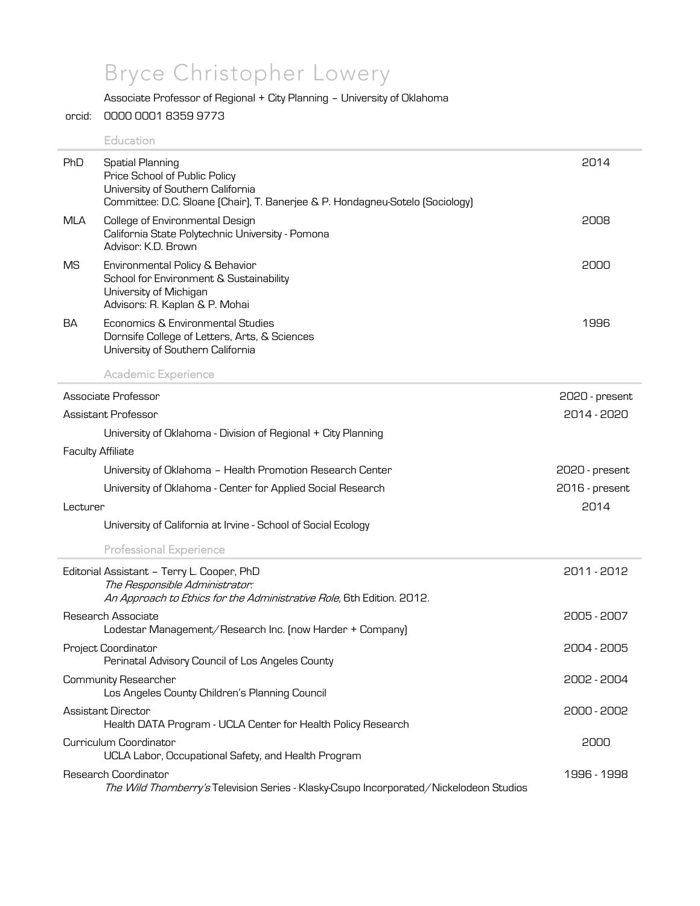# Bryce Christopher Lowery

Associate Professor of Regional + City Planning – University of Oklahoma

orcid: 0000 0001 8359 9773

## Education

| | | |
|---|---|---|
| PhD | Spatial Planning<br>Price School of Public Policy<br>University of Southern California<br>Committee: D.C. Sloane (Chair), T. Banerjee & P. Hondagneu-Sotelo (Sociology) | 2014 |
| MLA | College of Environmental Design<br>California State Polytechnic University - Pomona<br>Advisor: K.D. Brown | 2008 |
| MS | Environmental Policy & Behavior<br>School for Environment & Sustainability<br>University of Michigan<br>Advisors: R. Kaplan & P. Mohai | 2000 |
| BA | Economics & Environmental Studies<br>Dornsife College of Letters, Arts, & Sciences<br>University of Southern California | 1996 |

## Academic Experience

Associate Professor — 2020 - present

Assistant Professor — 2014 - 2020

University of Oklahoma - Division of Regional + City Planning

Faculty Affiliate

- University of Oklahoma – Health Promotion Research Center — 2020 - present
- University of Oklahoma - Center for Applied Social Research — 2016 - present

Lecturer — 2014

University of California at Irvine - School of Social Ecology

## Professional Experience

Editorial Assistant – Terry L. Cooper, PhD — 2011 - 2012
*The Responsible Administrator: An Approach to Ethics for the Administrative Role*, 6th Edition. 2012.

Research Associate — 2005 - 2007
Lodestar Management/Research Inc. (now Harder + Company)

Project Coordinator — 2004 - 2005
Perinatal Advisory Council of Los Angeles County

Community Researcher — 2002 - 2004
Los Angeles County Children's Planning Council

Assistant Director — 2000 - 2002
Health DATA Program - UCLA Center for Health Policy Research

Curriculum Coordinator — 2000
UCLA Labor, Occupational Safety, and Health Program

Research Coordinator — 1996 - 1998
*The Wild Thornberry's* Television Series - Klasky-Csupo Incorporated/Nickelodeon Studios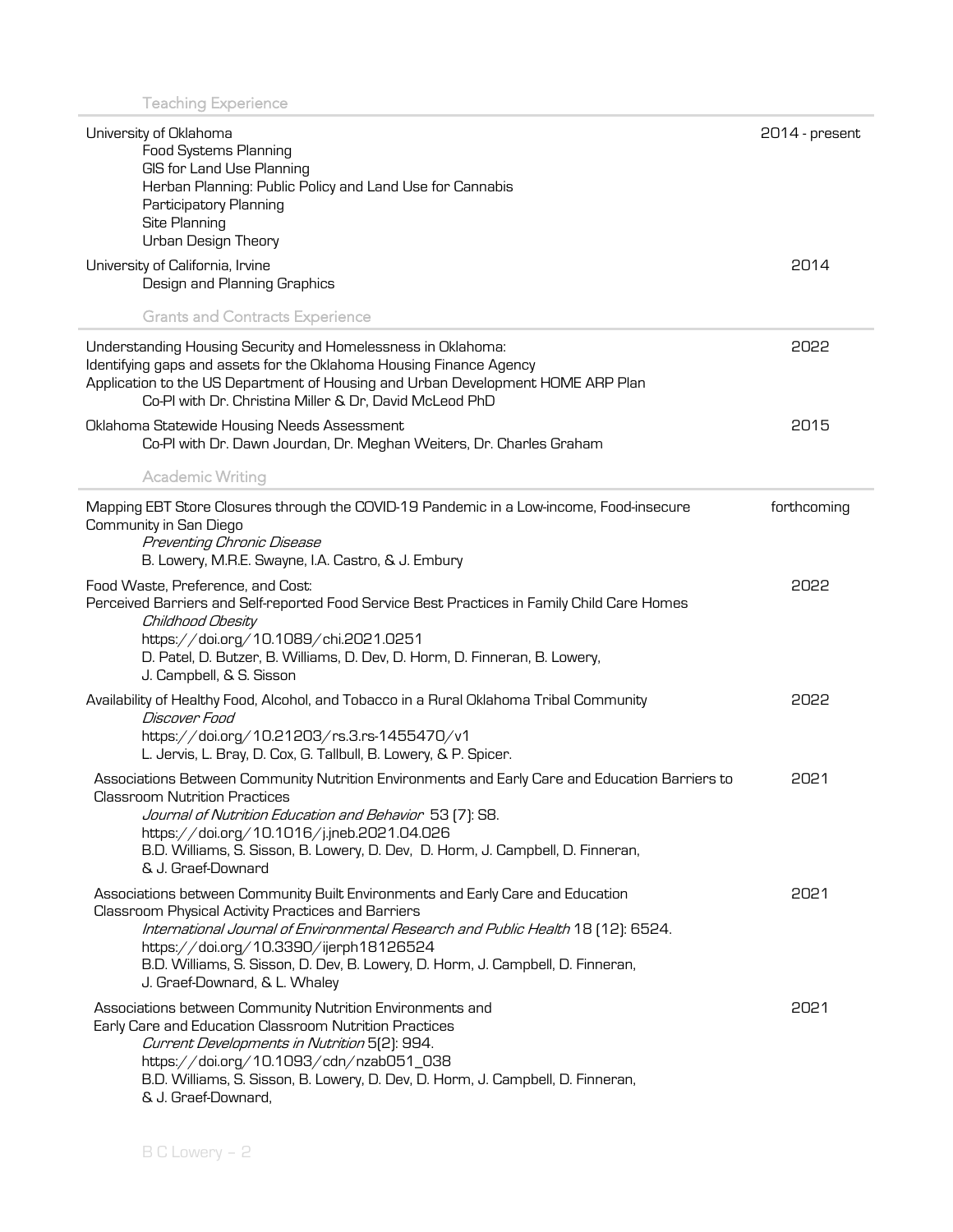## Teaching Experience

University of Oklahoma — 2014 - present
- Food Systems Planning
- GIS for Land Use Planning
- Herban Planning: Public Policy and Land Use for Cannabis
- Participatory Planning
- Site Planning
- Urban Design Theory

University of California, Irvine — 2014
- Design and Planning Graphics

## Grants and Contracts Experience

Understanding Housing Security and Homelessness in Oklahoma: Identifying gaps and assets for the Oklahoma Housing Finance Agency Application to the US Department of Housing and Urban Development HOME ARP Plan — 2022
Co-PI with Dr. Christina Miller & Dr, David McLeod PhD

Oklahoma Statewide Housing Needs Assessment — 2015
Co-PI with Dr. Dawn Jourdan, Dr. Meghan Weiters, Dr. Charles Graham

## Academic Writing

Mapping EBT Store Closures through the COVID-19 Pandemic in a Low-income, Food-insecure Community in San Diego — forthcoming
*Preventing Chronic Disease*
B. Lowery, M.R.E. Swayne, I.A. Castro, & J. Embury

Food Waste, Preference, and Cost: Perceived Barriers and Self-reported Food Service Best Practices in Family Child Care Homes — 2022
*Childhood Obesity*
https://doi.org/10.1089/chi.2021.0251
D. Patel, D. Butzer, B. Williams, D. Dev, D. Horm, D. Finneran, B. Lowery, J. Campbell, & S. Sisson

Availability of Healthy Food, Alcohol, and Tobacco in a Rural Oklahoma Tribal Community — 2022
*Discover Food*
https://doi.org/10.21203/rs.3.rs-1455470/v1
L. Jervis, L. Bray, D. Cox, G. Tallbull, B. Lowery, & P. Spicer.

Associations Between Community Nutrition Environments and Early Care and Education Barriers to Classroom Nutrition Practices — 2021
*Journal of Nutrition Education and Behavior* 53 (7): S8.
https://doi.org/10.1016/j.jneb.2021.04.026
B.D. Williams, S. Sisson, B. Lowery, D. Dev, D. Horm, J. Campbell, D. Finneran, & J. Graef-Downard

Associations between Community Built Environments and Early Care and Education Classroom Physical Activity Practices and Barriers — 2021
*International Journal of Environmental Research and Public Health* 18 (12): 6524.
https://doi.org/10.3390/ijerph18126524
B.D. Williams, S. Sisson, D. Dev, B. Lowery, D. Horm, J. Campbell, D. Finneran, J. Graef-Downard, & L. Whaley

Associations between Community Nutrition Environments and Early Care and Education Classroom Nutrition Practices — 2021
*Current Developments in Nutrition* 5(2): 994.
https://doi.org/10.1093/cdn/nzab051_038
B.D. Williams, S. Sisson, B. Lowery, D. Dev, D. Horm, J. Campbell, D. Finneran, & J. Graef-Downard,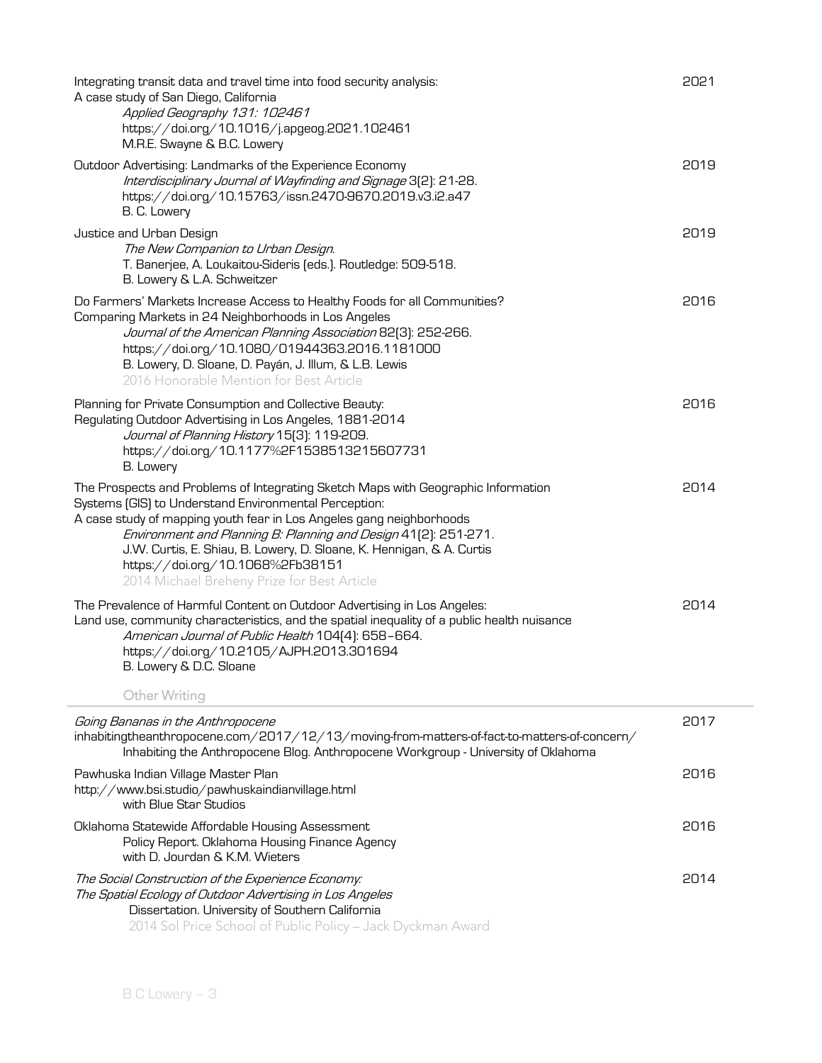Integrating transit data and travel time into food security analysis:
A case study of San Diego, California
*Applied Geography 131: 102461*
https://doi.org/10.1016/j.apgeog.2021.102461
M.R.E. Swayne & B.C. Lowery — 2021

Outdoor Advertising: Landmarks of the Experience Economy
*Interdisciplinary Journal of Wayfinding and Signage* 3(2): 21-28.
https://doi.org/10.15763/issn.2470-9670.2019.v3.i2.a47
B. C. Lowery — 2019

Justice and Urban Design
*The New Companion to Urban Design*.
T. Banerjee, A. Loukaitou-Sideris (eds.). Routledge: 509-518.
B. Lowery & L.A. Schweitzer — 2019

Do Farmers' Markets Increase Access to Healthy Foods for all Communities?
Comparing Markets in 24 Neighborhoods in Los Angeles
*Journal of the American Planning Association* 82(3): 252-266.
https://doi.org/10.1080/01944363.2016.1181000
B. Lowery, D. Sloane, D. Payán, J. Illum, & L.B. Lewis
2016 Honorable Mention for Best Article — 2016

Planning for Private Consumption and Collective Beauty:
Regulating Outdoor Advertising in Los Angeles, 1881-2014
*Journal of Planning History* 15(3): 119-209.
https://doi.org/10.1177%2F1538513215607731
B. Lowery — 2016

The Prospects and Problems of Integrating Sketch Maps with Geographic Information Systems (GIS) to Understand Environmental Perception:
A case study of mapping youth fear in Los Angeles gang neighborhoods
*Environment and Planning B: Planning and Design* 41(2): 251-271.
J.W. Curtis, E. Shiau, B. Lowery, D. Sloane, K. Hennigan, & A. Curtis
https://doi.org/10.1068%2Fb38151
2014 Michael Breheny Prize for Best Article — 2014

The Prevalence of Harmful Content on Outdoor Advertising in Los Angeles:
Land use, community characteristics, and the spatial inequality of a public health nuisance
*American Journal of Public Health* 104(4): 658–664.
https://doi.org/10.2105/AJPH.2013.301694
B. Lowery & D.C. Sloane — 2014

## Other Writing

*Going Bananas in the Anthropocene*
inhabitingtheanthropocene.com/2017/12/13/moving-from-matters-of-fact-to-matters-of-concern/
Inhabiting the Anthropocene Blog. Anthropocene Workgroup - University of Oklahoma — 2017

Pawhuska Indian Village Master Plan
http://www.bsi.studio/pawhuskaindianvillage.html
with Blue Star Studios — 2016

Oklahoma Statewide Affordable Housing Assessment
Policy Report. Oklahoma Housing Finance Agency
with D. Jourdan & K.M. Wieters — 2016

*The Social Construction of the Experience Economy:*
*The Spatial Ecology of Outdoor Advertising in Los Angeles*
Dissertation. University of Southern California
2014 Sol Price School of Public Policy – Jack Dyckman Award — 2014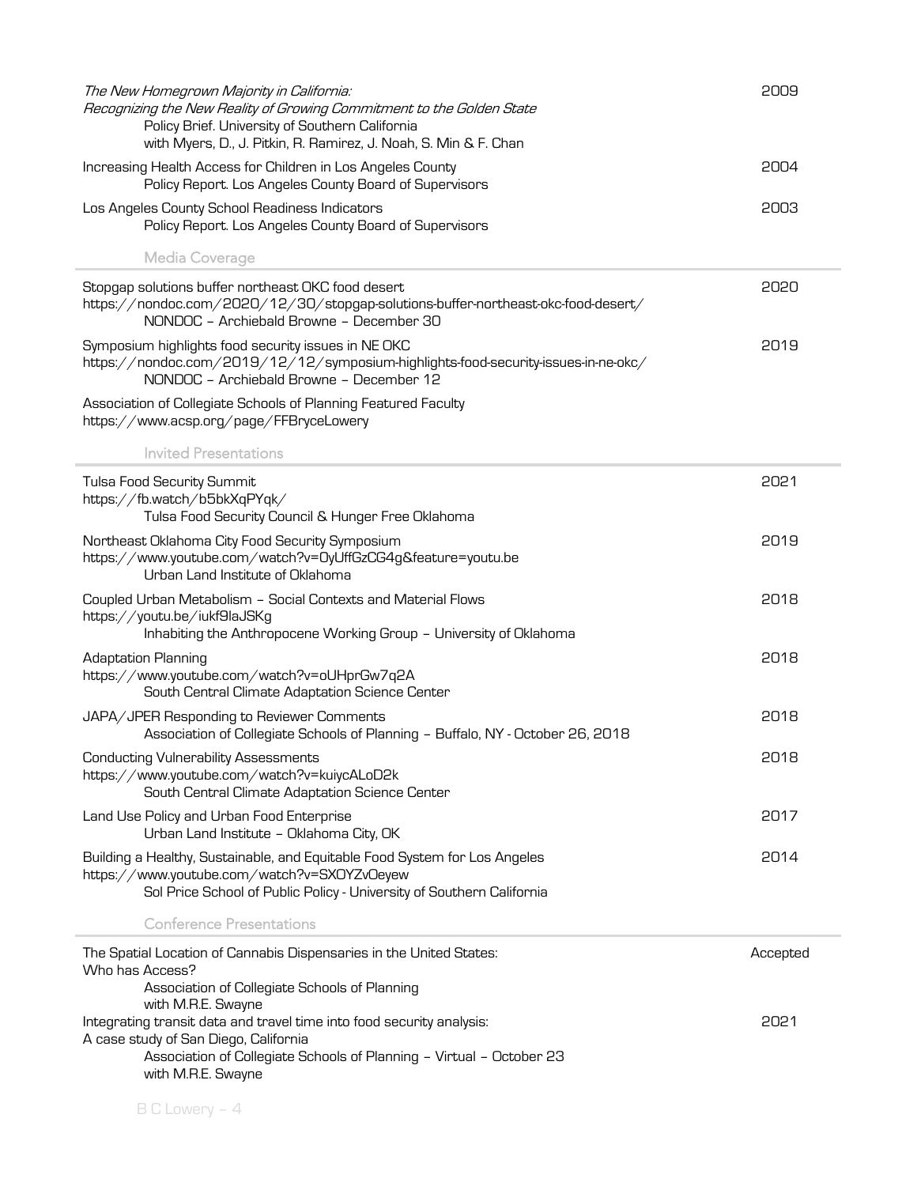*The New Homegrown Majority in California:*
*Recognizing the New Reality of Growing Commitment to the Golden State* — 2009
Policy Brief. University of Southern California
with Myers, D., J. Pitkin, R. Ramirez, J. Noah, S. Min & F. Chan

Increasing Health Access for Children in Los Angeles County — 2004
Policy Report. Los Angeles County Board of Supervisors

Los Angeles County School Readiness Indicators — 2003
Policy Report. Los Angeles County Board of Supervisors

## Media Coverage

Stopgap solutions buffer northeast OKC food desert — 2020
https://nondoc.com/2020/12/30/stopgap-solutions-buffer-northeast-okc-food-desert/
NONDOC – Archiebald Browne – December 30

Symposium highlights food security issues in NE OKC — 2019
https://nondoc.com/2019/12/12/symposium-highlights-food-security-issues-in-ne-okc/
NONDOC – Archiebald Browne – December 12

Association of Collegiate Schools of Planning Featured Faculty
https://www.acsp.org/page/FFBryceLowery

## Invited Presentations

Tulsa Food Security Summit — 2021
https://fb.watch/b5bkXqPYqk/
Tulsa Food Security Council & Hunger Free Oklahoma

Northeast Oklahoma City Food Security Symposium — 2019
https://www.youtube.com/watch?v=0yUffGzCG4g&feature=youtu.be
Urban Land Institute of Oklahoma

Coupled Urban Metabolism – Social Contexts and Material Flows — 2018
https://youtu.be/iukf9laJSKg
Inhabiting the Anthropocene Working Group – University of Oklahoma

Adaptation Planning — 2018
https://www.youtube.com/watch?v=oUHprGw7q2A
South Central Climate Adaptation Science Center

JAPA/JPER Responding to Reviewer Comments — 2018
Association of Collegiate Schools of Planning – Buffalo, NY - October 26, 2018

Conducting Vulnerability Assessments — 2018
https://www.youtube.com/watch?v=kuiycALoD2k
South Central Climate Adaptation Science Center

Land Use Policy and Urban Food Enterprise — 2017
Urban Land Institute – Oklahoma City, OK

Building a Healthy, Sustainable, and Equitable Food System for Los Angeles — 2014
https://www.youtube.com/watch?v=SXOYZvOeyew
Sol Price School of Public Policy - University of Southern California

## Conference Presentations

The Spatial Location of Cannabis Dispensaries in the United States:
Who has Access? — Accepted
Association of Collegiate Schools of Planning
with M.R.E. Swayne

Integrating transit data and travel time into food security analysis:
A case study of San Diego, California — 2021
Association of Collegiate Schools of Planning – Virtual – October 23
with M.R.E. Swayne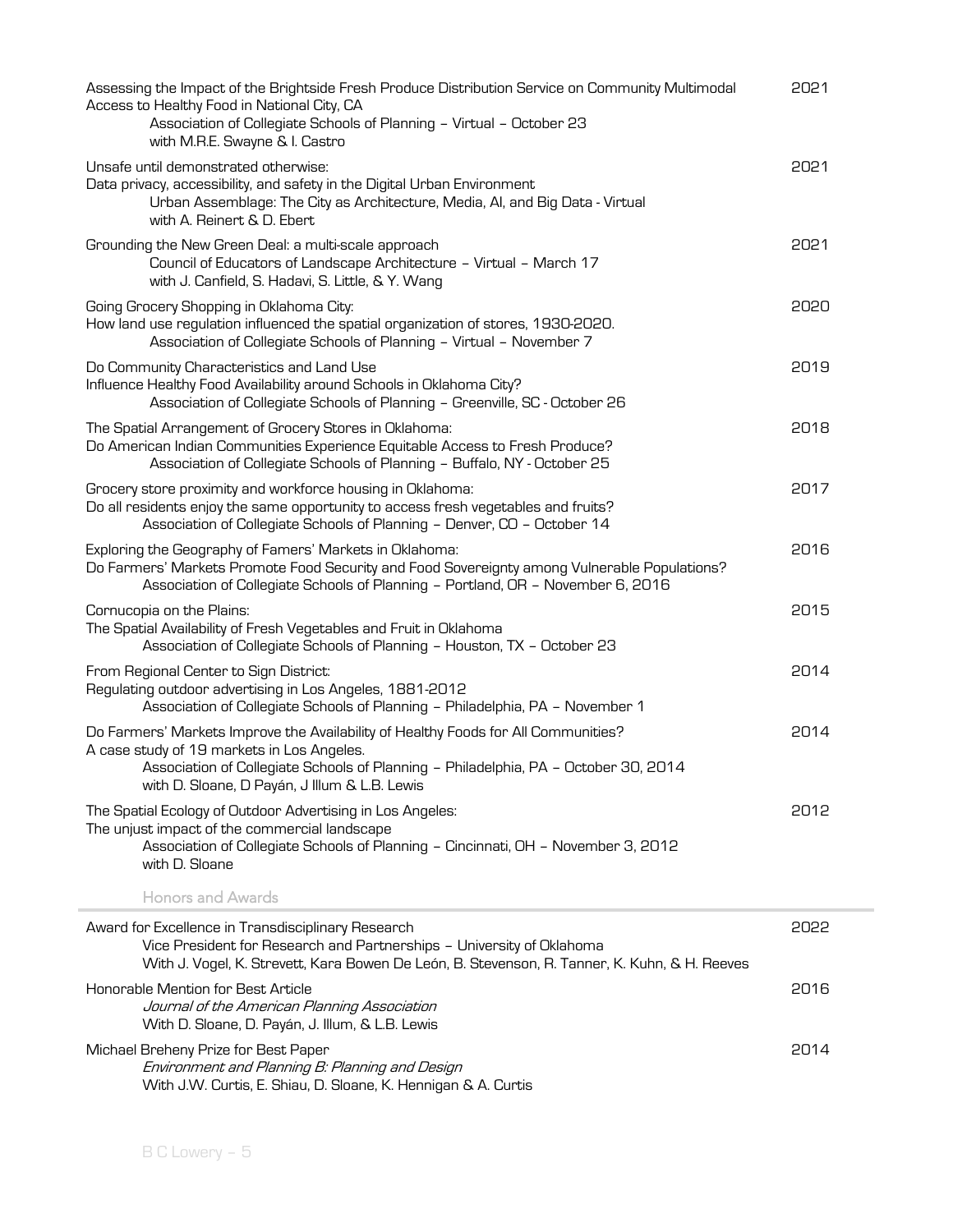Assessing the Impact of the Brightside Fresh Produce Distribution Service on Community Multimodal Access to Healthy Food in National City, CA — 2021
Association of Collegiate Schools of Planning – Virtual – October 23
with M.R.E. Swayne & I. Castro

Unsafe until demonstrated otherwise:
Data privacy, accessibility, and safety in the Digital Urban Environment — 2021
Urban Assemblage: The City as Architecture, Media, AI, and Big Data - Virtual
with A. Reinert & D. Ebert

Grounding the New Green Deal: a multi-scale approach — 2021
Council of Educators of Landscape Architecture – Virtual – March 17
with J. Canfield, S. Hadavi, S. Little, & Y. Wang

Going Grocery Shopping in Oklahoma City:
How land use regulation influenced the spatial organization of stores, 1930-2020. — 2020
Association of Collegiate Schools of Planning – Virtual – November 7

Do Community Characteristics and Land Use
Influence Healthy Food Availability around Schools in Oklahoma City? — 2019
Association of Collegiate Schools of Planning – Greenville, SC - October 26

The Spatial Arrangement of Grocery Stores in Oklahoma:
Do American Indian Communities Experience Equitable Access to Fresh Produce? — 2018
Association of Collegiate Schools of Planning – Buffalo, NY - October 25

Grocery store proximity and workforce housing in Oklahoma:
Do all residents enjoy the same opportunity to access fresh vegetables and fruits? — 2017
Association of Collegiate Schools of Planning – Denver, CO – October 14

Exploring the Geography of Famers' Markets in Oklahoma:
Do Farmers' Markets Promote Food Security and Food Sovereignty among Vulnerable Populations? — 2016
Association of Collegiate Schools of Planning – Portland, OR – November 6, 2016

Cornucopia on the Plains:
The Spatial Availability of Fresh Vegetables and Fruit in Oklahoma — 2015
Association of Collegiate Schools of Planning – Houston, TX – October 23

From Regional Center to Sign District:
Regulating outdoor advertising in Los Angeles, 1881-2012 — 2014
Association of Collegiate Schools of Planning – Philadelphia, PA – November 1

Do Farmers' Markets Improve the Availability of Healthy Foods for All Communities?
A case study of 19 markets in Los Angeles. — 2014
Association of Collegiate Schools of Planning – Philadelphia, PA – October 30, 2014
with D. Sloane, D Payán, J Illum & L.B. Lewis

The Spatial Ecology of Outdoor Advertising in Los Angeles:
The unjust impact of the commercial landscape — 2012
Association of Collegiate Schools of Planning – Cincinnati, OH – November 3, 2012
with D. Sloane

## Honors and Awards

Award for Excellence in Transdisciplinary Research — 2022
Vice President for Research and Partnerships – University of Oklahoma
With J. Vogel, K. Strevett, Kara Bowen De León, B. Stevenson, R. Tanner, K. Kuhn, & H. Reeves

Honorable Mention for Best Article — 2016
*Journal of the American Planning Association*
With D. Sloane, D. Payán, J. Illum, & L.B. Lewis

Michael Breheny Prize for Best Paper — 2014
*Environment and Planning B: Planning and Design*
With J.W. Curtis, E. Shiau, D. Sloane, K. Hennigan & A. Curtis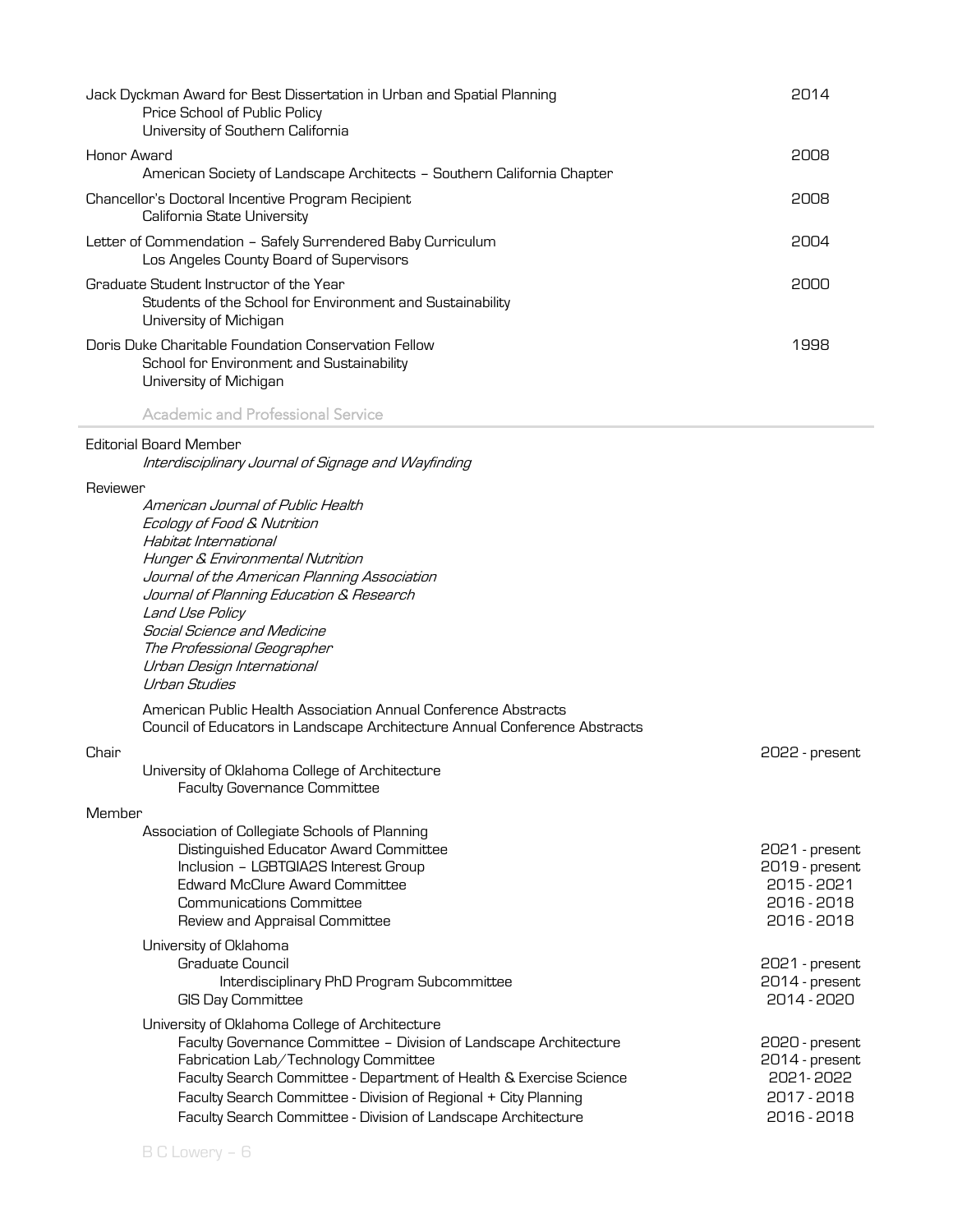Jack Dyckman Award for Best Dissertation in Urban and Spatial Planning — 2014
Price School of Public Policy
University of Southern California

Honor Award — 2008
American Society of Landscape Architects – Southern California Chapter

Chancellor's Doctoral Incentive Program Recipient — 2008
California State University

Letter of Commendation – Safely Surrendered Baby Curriculum — 2004
Los Angeles County Board of Supervisors

Graduate Student Instructor of the Year — 2000
Students of the School for Environment and Sustainability
University of Michigan

Doris Duke Charitable Foundation Conservation Fellow — 1998
School for Environment and Sustainability
University of Michigan

## Academic and Professional Service

Editorial Board Member
*Interdisciplinary Journal of Signage and Wayfinding*

Reviewer
- *American Journal of Public Health*
- *Ecology of Food & Nutrition*
- *Habitat International*
- *Hunger & Environmental Nutrition*
- *Journal of the American Planning Association*
- *Journal of Planning Education & Research*
- *Land Use Policy*
- *Social Science and Medicine*
- *The Professional Geographer*
- *Urban Design International*
- *Urban Studies*

- American Public Health Association Annual Conference Abstracts
- Council of Educators in Landscape Architecture Annual Conference Abstracts

Chair — 2022 - present
University of Oklahoma College of Architecture
Faculty Governance Committee

Member

Association of Collegiate Schools of Planning
- Distinguished Educator Award Committee — 2021 - present
- Inclusion – LGBTQIA2S Interest Group — 2019 - present
- Edward McClure Award Committee — 2015 - 2021
- Communications Committee — 2016 - 2018
- Review and Appraisal Committee — 2016 - 2018

University of Oklahoma
- Graduate Council — 2021 - present
  - Interdisciplinary PhD Program Subcommittee — 2014 - present
- GIS Day Committee — 2014 - 2020

University of Oklahoma College of Architecture
- Faculty Governance Committee – Division of Landscape Architecture — 2020 - present
- Fabrication Lab/Technology Committee — 2014 - present
- Faculty Search Committee - Department of Health & Exercise Science — 2021- 2022
- Faculty Search Committee - Division of Regional + City Planning — 2017 - 2018
- Faculty Search Committee - Division of Landscape Architecture — 2016 - 2018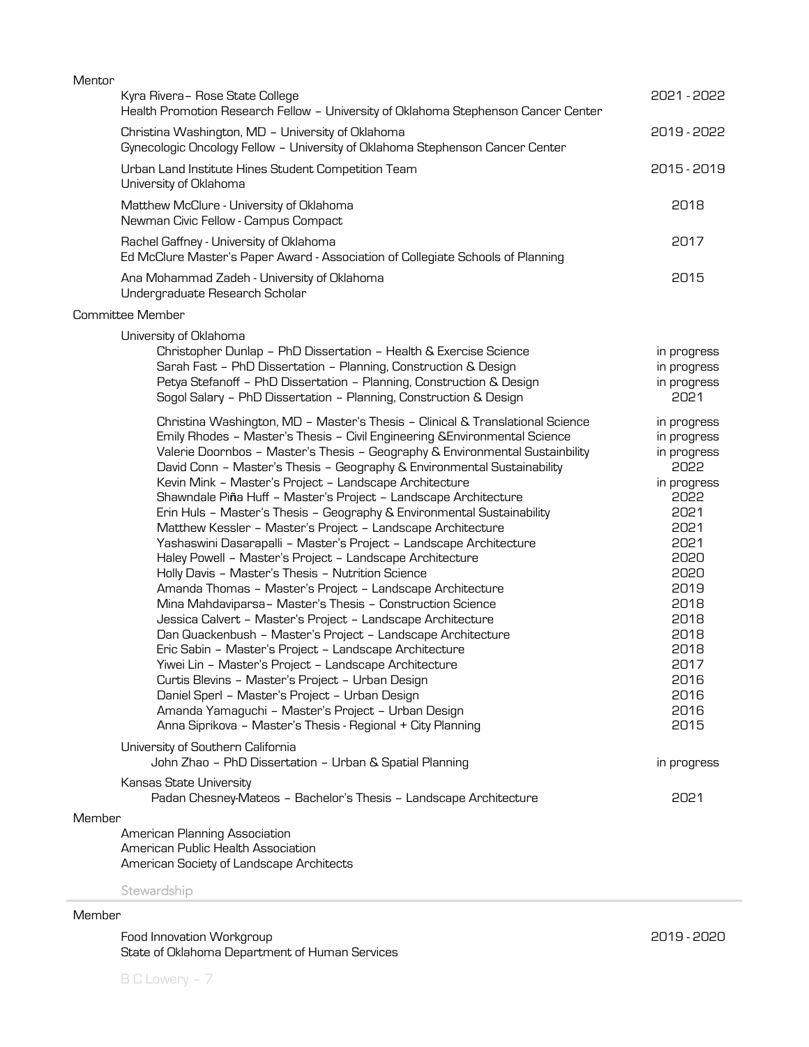Mentor

- Kyra Rivera– Rose State College — 2021 - 2022
  Health Promotion Research Fellow – University of Oklahoma Stephenson Cancer Center
- Christina Washington, MD – University of Oklahoma — 2019 - 2022
  Gynecologic Oncology Fellow – University of Oklahoma Stephenson Cancer Center
- Urban Land Institute Hines Student Competition Team — 2015 - 2019
  University of Oklahoma
- Matthew McClure - University of Oklahoma — 2018
  Newman Civic Fellow - Campus Compact
- Rachel Gaffney - University of Oklahoma — 2017
  Ed McClure Master's Paper Award - Association of Collegiate Schools of Planning
- Ana Mohammad Zadeh - University of Oklahoma — 2015
  Undergraduate Research Scholar

Committee Member

University of Oklahoma

- Christopher Dunlap – PhD Dissertation – Health & Exercise Science — in progress
- Sarah Fast – PhD Dissertation – Planning, Construction & Design — in progress
- Petya Stefanoff – PhD Dissertation – Planning, Construction & Design — in progress
- Sogol Salary – PhD Dissertation – Planning, Construction & Design — 2021

- Christina Washington, MD – Master's Thesis – Clinical & Translational Science — in progress
- Emily Rhodes – Master's Thesis – Civil Engineering &Environmental Science — in progress
- Valerie Doornbos – Master's Thesis – Geography & Environmental Sustainbility — in progress
- David Conn – Master's Thesis – Geography & Environmental Sustainability — 2022
- Kevin Mink – Master's Project – Landscape Architecture — in progress
- Shawndale Piña Huff – Master's Project – Landscape Architecture — 2022
- Erin Huls – Master's Thesis – Geography & Environmental Sustainability — 2021
- Matthew Kessler – Master's Project – Landscape Architecture — 2021
- Yashaswini Dasarapalli – Master's Project – Landscape Architecture — 2021
- Haley Powell – Master's Project – Landscape Architecture — 2020
- Holly Davis – Master's Thesis – Nutrition Science — 2020
- Amanda Thomas – Master's Project – Landscape Architecture — 2019
- Mina Mahdaviparsa– Master's Thesis – Construction Science — 2018
- Jessica Calvert – Master's Project – Landscape Architecture — 2018
- Dan Quackenbush – Master's Project – Landscape Architecture — 2018
- Eric Sabin – Master's Project – Landscape Architecture — 2018
- Yiwei Lin – Master's Project – Landscape Architecture — 2017
- Curtis Blevins – Master's Project – Urban Design — 2016
- Daniel Sperl – Master's Project – Urban Design — 2016
- Amanda Yamaguchi – Master's Project – Urban Design — 2016
- Anna Siprikova – Master's Thesis - Regional + City Planning — 2015

University of Southern California

- John Zhao – PhD Dissertation – Urban & Spatial Planning — in progress

Kansas State University

- Padan Chesney-Mateos – Bachelor's Thesis – Landscape Architecture — 2021

Member

- American Planning Association
- American Public Health Association
- American Society of Landscape Architects

## Stewardship

Member

- Food Innovation Workgroup — 2019 - 2020
  State of Oklahoma Department of Human Services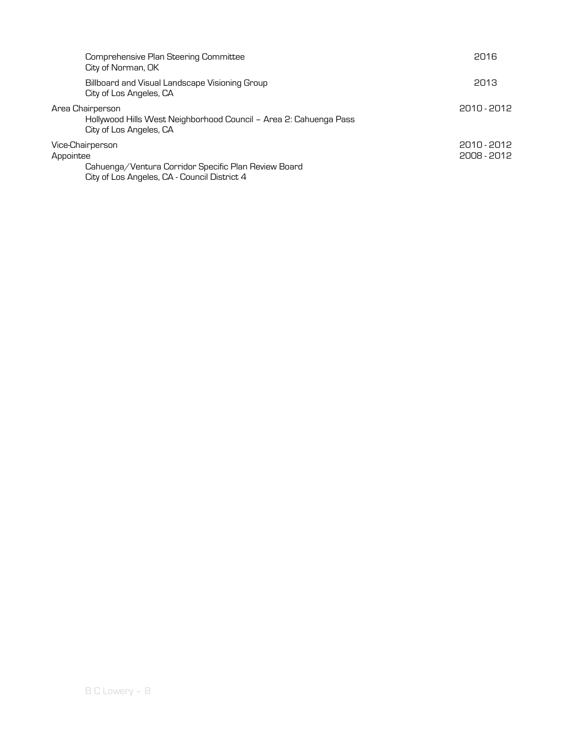Comprehensive Plan Steering Committee
City of Norman, OK — 2016

Billboard and Visual Landscape Visioning Group
City of Los Angeles, CA — 2013

Area Chairperson — 2010 - 2012
Hollywood Hills West Neighborhood Council – Area 2: Cahuenga Pass
City of Los Angeles, CA

Vice-Chairperson — 2010 - 2012
Appointee — 2008 - 2012
Cahuenga/Ventura Corridor Specific Plan Review Board
City of Los Angeles, CA - Council District 4